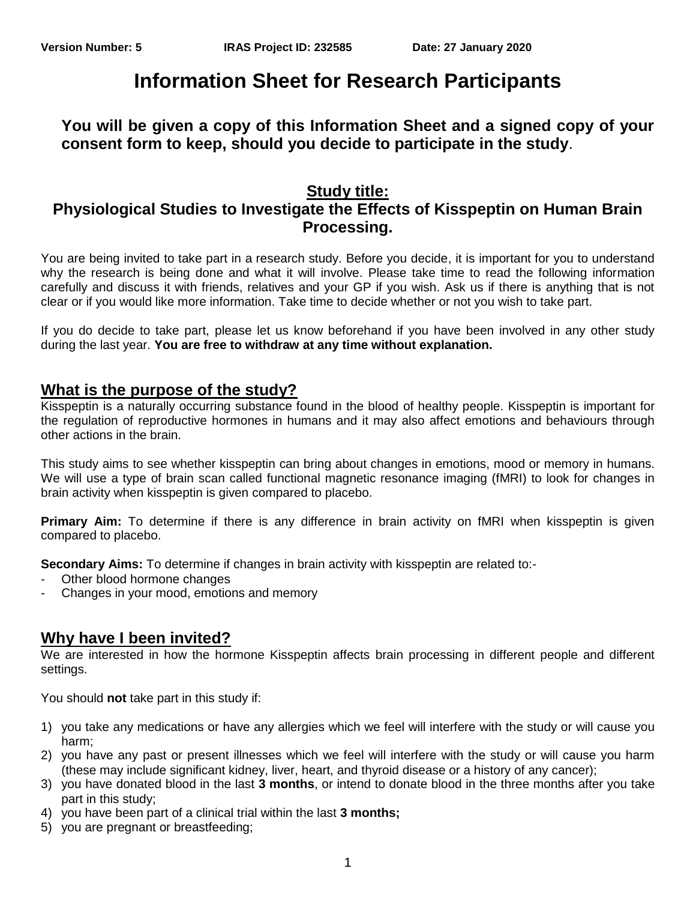**Version Number: 5 IRAS Project ID: 232585 Date: 27 January 2020**

# Information Sheet for Research Participants

**You will be given a copy of this Information Sheet and a signed copy of your consent form to keep, should you decide to participate in the study**.

## Study title:

## Physiological Studies to Investigate the Effects of Kisspeptin on Human Brain Processing.

You are being invited to take part in a research study. Before you decide, it is important for you to understand why the research is being done and what it will involve. Please take time to read the following information carefully and discuss it with friends, relatives and your GP if you wish. Ask us if there is anything that is not clear or if you would like more information. Take time to decide whether or not you wish to take part.

If you do decide to take part, please let us know beforehand if you have been involved in any other study during the last year. **You are free to withdraw at any time without explanation.**

## What is the purpose of the study?

Kisspeptin is a naturally occurring substance found in the blood of healthy people. Kisspeptin is important for the regulation of reproductive hormones in humans and it may also affect emotions and behaviours through other actions in the brain.

This study aims to see whether kisspeptin can bring about changes in emotions, mood or memory in humans. We will use a type of brain scan called functional magnetic resonance imaging (fMRI) to look for changes in brain activity when kisspeptin is given compared to placebo.

**Primary Aim:** To determine if there is any difference in brain activity on fMRI when kisspeptin is given compared to placebo.

**Secondary Aims:** To determine if changes in brain activity with kisspeptin are related to:-

- Other blood hormone changes
- Changes in your mood, emotions and memory

## Why have I been invited?

We are interested in how the hormone Kisspeptin affects brain processing in different people and different settings.

You should **not** take part in this study if:

1) you take any medications or have any allergies which we feel will interfere with the study or will cause you harm;
2) you have any past or present illnesses which we feel will interfere with the study or will cause you harm (these may include significant kidney, liver, heart, and thyroid disease or a history of any cancer);
3) you have donated blood in the last **3 months**, or intend to donate blood in the three months after you take part in this study;
4) you have been part of a clinical trial within the last **3 months;**
5) you are pregnant or breastfeeding;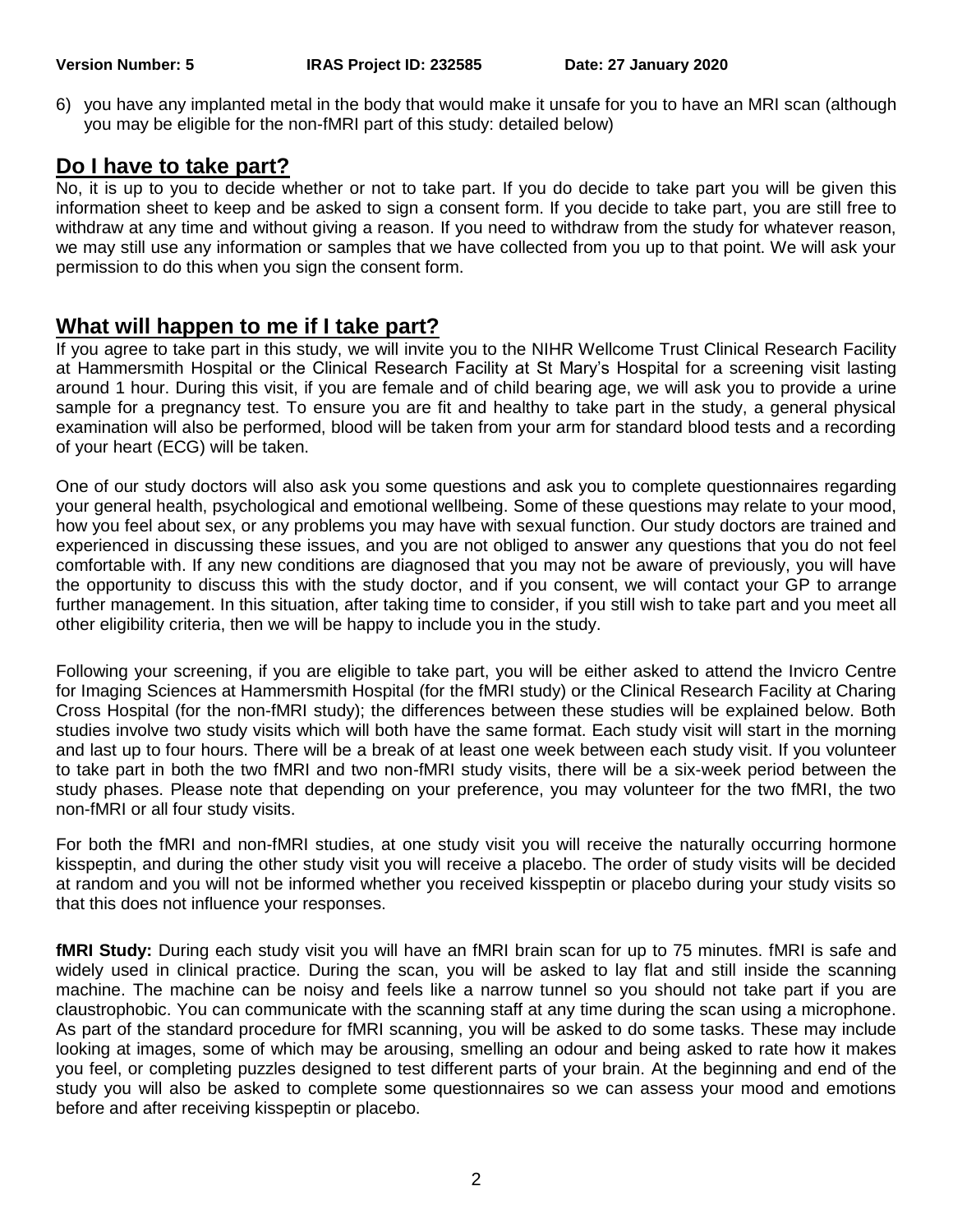6) you have any implanted metal in the body that would make it unsafe for you to have an MRI scan (although you may be eligible for the non-fMRI part of this study: detailed below)

## Do I have to take part?

No, it is up to you to decide whether or not to take part. If you do decide to take part you will be given this information sheet to keep and be asked to sign a consent form. If you decide to take part, you are still free to withdraw at any time and without giving a reason. If you need to withdraw from the study for whatever reason, we may still use any information or samples that we have collected from you up to that point. We will ask your permission to do this when you sign the consent form.

## What will happen to me if I take part?

If you agree to take part in this study, we will invite you to the NIHR Wellcome Trust Clinical Research Facility at Hammersmith Hospital or the Clinical Research Facility at St Mary's Hospital for a screening visit lasting around 1 hour. During this visit, if you are female and of child bearing age, we will ask you to provide a urine sample for a pregnancy test. To ensure you are fit and healthy to take part in the study, a general physical examination will also be performed, blood will be taken from your arm for standard blood tests and a recording of your heart (ECG) will be taken.

One of our study doctors will also ask you some questions and ask you to complete questionnaires regarding your general health, psychological and emotional wellbeing. Some of these questions may relate to your mood, how you feel about sex, or any problems you may have with sexual function. Our study doctors are trained and experienced in discussing these issues, and you are not obliged to answer any questions that you do not feel comfortable with. If any new conditions are diagnosed that you may not be aware of previously, you will have the opportunity to discuss this with the study doctor, and if you consent, we will contact your GP to arrange further management. In this situation, after taking time to consider, if you still wish to take part and you meet all other eligibility criteria, then we will be happy to include you in the study.

Following your screening, if you are eligible to take part, you will be either asked to attend the Invicro Centre for Imaging Sciences at Hammersmith Hospital (for the fMRI study) or the Clinical Research Facility at Charing Cross Hospital (for the non-fMRI study); the differences between these studies will be explained below. Both studies involve two study visits which will both have the same format. Each study visit will start in the morning and last up to four hours. There will be a break of at least one week between each study visit. If you volunteer to take part in both the two fMRI and two non-fMRI study visits, there will be a six-week period between the study phases. Please note that depending on your preference, you may volunteer for the two fMRI, the two non-fMRI or all four study visits.

For both the fMRI and non-fMRI studies, at one study visit you will receive the naturally occurring hormone kisspeptin, and during the other study visit you will receive a placebo. The order of study visits will be decided at random and you will not be informed whether you received kisspeptin or placebo during your study visits so that this does not influence your responses.

**fMRI Study:** During each study visit you will have an fMRI brain scan for up to 75 minutes. fMRI is safe and widely used in clinical practice. During the scan, you will be asked to lay flat and still inside the scanning machine. The machine can be noisy and feels like a narrow tunnel so you should not take part if you are claustrophobic. You can communicate with the scanning staff at any time during the scan using a microphone. As part of the standard procedure for fMRI scanning, you will be asked to do some tasks. These may include looking at images, some of which may be arousing, smelling an odour and being asked to rate how it makes you feel, or completing puzzles designed to test different parts of your brain. At the beginning and end of the study you will also be asked to complete some questionnaires so we can assess your mood and emotions before and after receiving kisspeptin or placebo.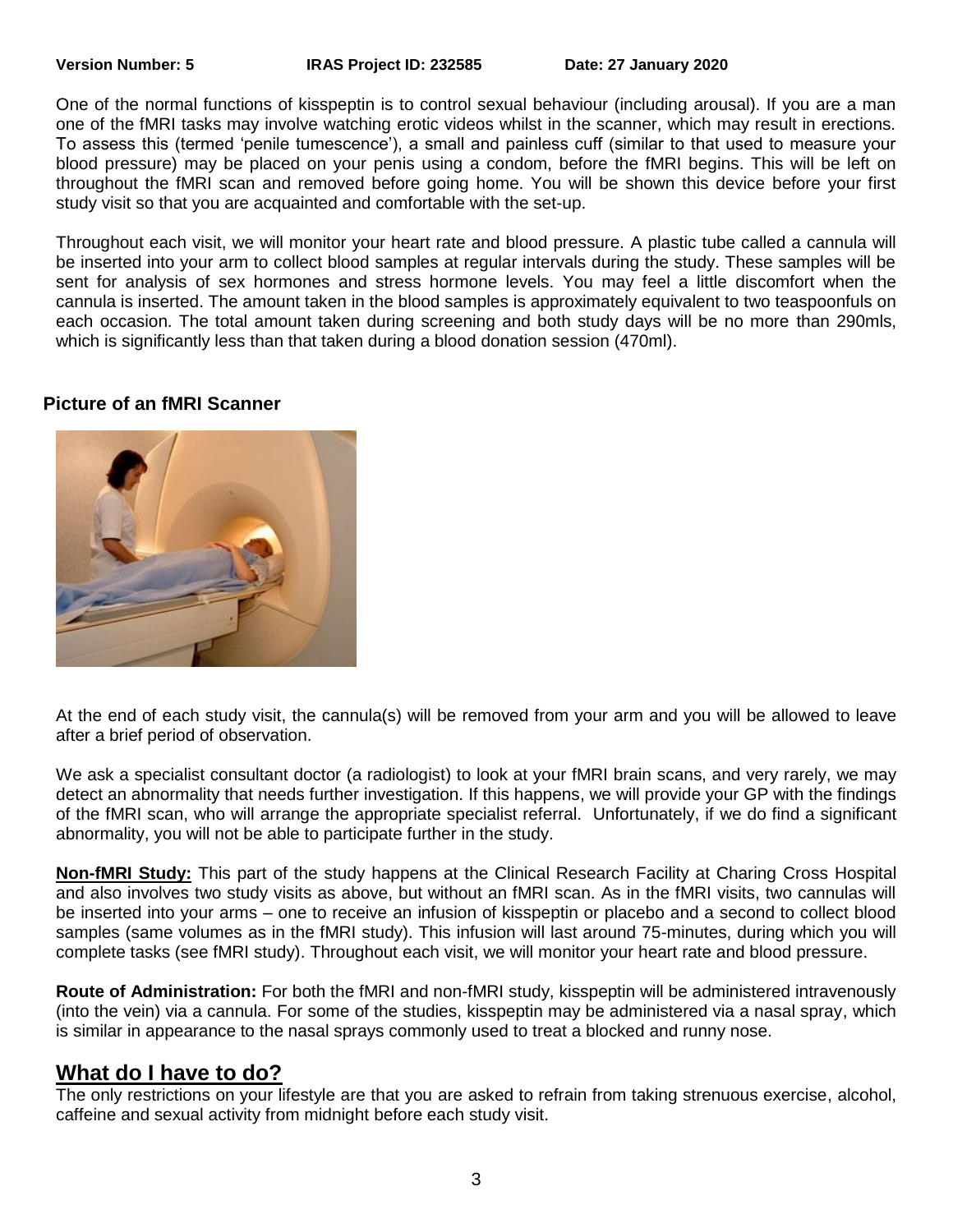One of the normal functions of kisspeptin is to control sexual behaviour (including arousal). If you are a man one of the fMRI tasks may involve watching erotic videos whilst in the scanner, which may result in erections. To assess this (termed 'penile tumescence'), a small and painless cuff (similar to that used to measure your blood pressure) may be placed on your penis using a condom, before the fMRI begins. This will be left on throughout the fMRI scan and removed before going home. You will be shown this device before your first study visit so that you are acquainted and comfortable with the set-up.

Throughout each visit, we will monitor your heart rate and blood pressure. A plastic tube called a cannula will be inserted into your arm to collect blood samples at regular intervals during the study. These samples will be sent for analysis of sex hormones and stress hormone levels. You may feel a little discomfort when the cannula is inserted. The amount taken in the blood samples is approximately equivalent to two teaspoonfuls on each occasion. The total amount taken during screening and both study days will be no more than 290mls, which is significantly less than that taken during a blood donation session (470ml).

**Picture of an fMRI Scanner**

At the end of each study visit, the cannula(s) will be removed from your arm and you will be allowed to leave after a brief period of observation.

We ask a specialist consultant doctor (a radiologist) to look at your fMRI brain scans, and very rarely, we may detect an abnormality that needs further investigation. If this happens, we will provide your GP with the findings of the fMRI scan, who will arrange the appropriate specialist referral. Unfortunately, if we do find a significant abnormality, you will not be able to participate further in the study.

**Non-fMRI Study:** This part of the study happens at the Clinical Research Facility at Charing Cross Hospital and also involves two study visits as above, but without an fMRI scan. As in the fMRI visits, two cannulas will be inserted into your arms – one to receive an infusion of kisspeptin or placebo and a second to collect blood samples (same volumes as in the fMRI study). This infusion will last around 75-minutes, during which you will complete tasks (see fMRI study). Throughout each visit, we will monitor your heart rate and blood pressure.

**Route of Administration:** For both the fMRI and non-fMRI study, kisspeptin will be administered intravenously (into the vein) via a cannula. For some of the studies, kisspeptin may be administered via a nasal spray, which is similar in appearance to the nasal sprays commonly used to treat a blocked and runny nose.

## What do I have to do?

The only restrictions on your lifestyle are that you are asked to refrain from taking strenuous exercise, alcohol, caffeine and sexual activity from midnight before each study visit.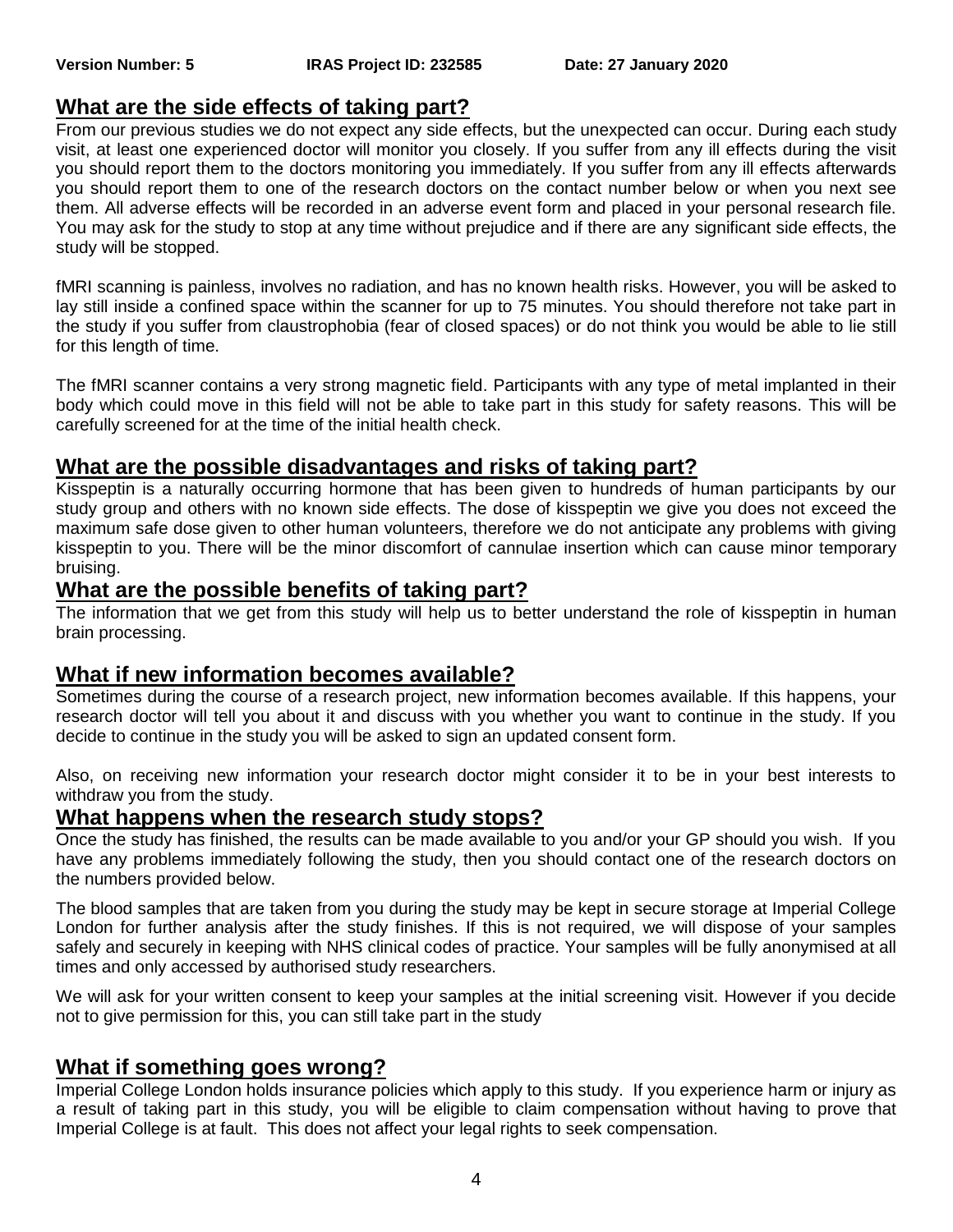## What are the side effects of taking part?

From our previous studies we do not expect any side effects, but the unexpected can occur. During each study visit, at least one experienced doctor will monitor you closely. If you suffer from any ill effects during the visit you should report them to the doctors monitoring you immediately. If you suffer from any ill effects afterwards you should report them to one of the research doctors on the contact number below or when you next see them. All adverse effects will be recorded in an adverse event form and placed in your personal research file. You may ask for the study to stop at any time without prejudice and if there are any significant side effects, the study will be stopped.

fMRI scanning is painless, involves no radiation, and has no known health risks. However, you will be asked to lay still inside a confined space within the scanner for up to 75 minutes. You should therefore not take part in the study if you suffer from claustrophobia (fear of closed spaces) or do not think you would be able to lie still for this length of time.

The fMRI scanner contains a very strong magnetic field. Participants with any type of metal implanted in their body which could move in this field will not be able to take part in this study for safety reasons. This will be carefully screened for at the time of the initial health check.

## What are the possible disadvantages and risks of taking part?

Kisspeptin is a naturally occurring hormone that has been given to hundreds of human participants by our study group and others with no known side effects. The dose of kisspeptin we give you does not exceed the maximum safe dose given to other human volunteers, therefore we do not anticipate any problems with giving kisspeptin to you. There will be the minor discomfort of cannulae insertion which can cause minor temporary bruising.

## What are the possible benefits of taking part?

The information that we get from this study will help us to better understand the role of kisspeptin in human brain processing.

## What if new information becomes available?

Sometimes during the course of a research project, new information becomes available. If this happens, your research doctor will tell you about it and discuss with you whether you want to continue in the study. If you decide to continue in the study you will be asked to sign an updated consent form.

Also, on receiving new information your research doctor might consider it to be in your best interests to withdraw you from the study.

## What happens when the research study stops?

Once the study has finished, the results can be made available to you and/or your GP should you wish. If you have any problems immediately following the study, then you should contact one of the research doctors on the numbers provided below.

The blood samples that are taken from you during the study may be kept in secure storage at Imperial College London for further analysis after the study finishes. If this is not required, we will dispose of your samples safely and securely in keeping with NHS clinical codes of practice. Your samples will be fully anonymised at all times and only accessed by authorised study researchers.

We will ask for your written consent to keep your samples at the initial screening visit. However if you decide not to give permission for this, you can still take part in the study

## What if something goes wrong?

Imperial College London holds insurance policies which apply to this study. If you experience harm or injury as a result of taking part in this study, you will be eligible to claim compensation without having to prove that Imperial College is at fault. This does not affect your legal rights to seek compensation.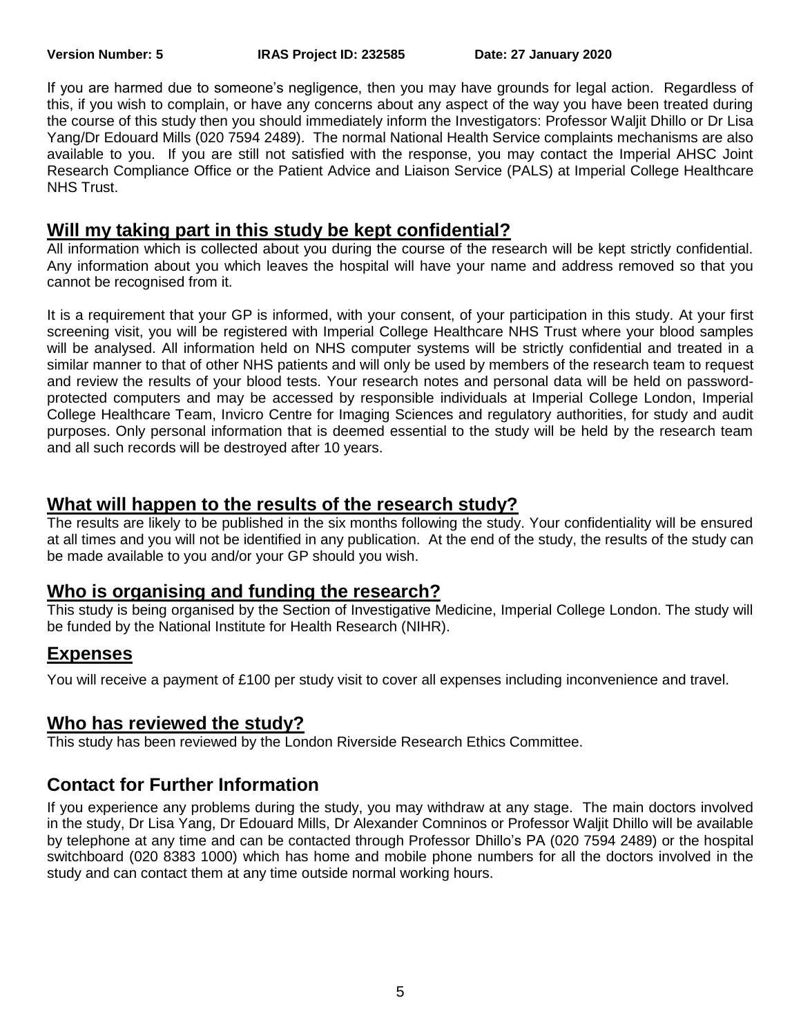If you are harmed due to someone's negligence, then you may have grounds for legal action. Regardless of this, if you wish to complain, or have any concerns about any aspect of the way you have been treated during the course of this study then you should immediately inform the Investigators: Professor Waljit Dhillo or Dr Lisa Yang/Dr Edouard Mills (020 7594 2489). The normal National Health Service complaints mechanisms are also available to you. If you are still not satisfied with the response, you may contact the Imperial AHSC Joint Research Compliance Office or the Patient Advice and Liaison Service (PALS) at Imperial College Healthcare NHS Trust.

## Will my taking part in this study be kept confidential?

All information which is collected about you during the course of the research will be kept strictly confidential. Any information about you which leaves the hospital will have your name and address removed so that you cannot be recognised from it.

It is a requirement that your GP is informed, with your consent, of your participation in this study. At your first screening visit, you will be registered with Imperial College Healthcare NHS Trust where your blood samples will be analysed. All information held on NHS computer systems will be strictly confidential and treated in a similar manner to that of other NHS patients and will only be used by members of the research team to request and review the results of your blood tests. Your research notes and personal data will be held on password-protected computers and may be accessed by responsible individuals at Imperial College London, Imperial College Healthcare Team, Invicro Centre for Imaging Sciences and regulatory authorities, for study and audit purposes. Only personal information that is deemed essential to the study will be held by the research team and all such records will be destroyed after 10 years.

## What will happen to the results of the research study?

The results are likely to be published in the six months following the study. Your confidentiality will be ensured at all times and you will not be identified in any publication. At the end of the study, the results of the study can be made available to you and/or your GP should you wish.

## Who is organising and funding the research?

This study is being organised by the Section of Investigative Medicine, Imperial College London. The study will be funded by the National Institute for Health Research (NIHR).

## Expenses

You will receive a payment of £100 per study visit to cover all expenses including inconvenience and travel.

## Who has reviewed the study?

This study has been reviewed by the London Riverside Research Ethics Committee.

## Contact for Further Information

If you experience any problems during the study, you may withdraw at any stage. The main doctors involved in the study, Dr Lisa Yang, Dr Edouard Mills, Dr Alexander Comninos or Professor Waljit Dhillo will be available by telephone at any time and can be contacted through Professor Dhillo's PA (020 7594 2489) or the hospital switchboard (020 8383 1000) which has home and mobile phone numbers for all the doctors involved in the study and can contact them at any time outside normal working hours.